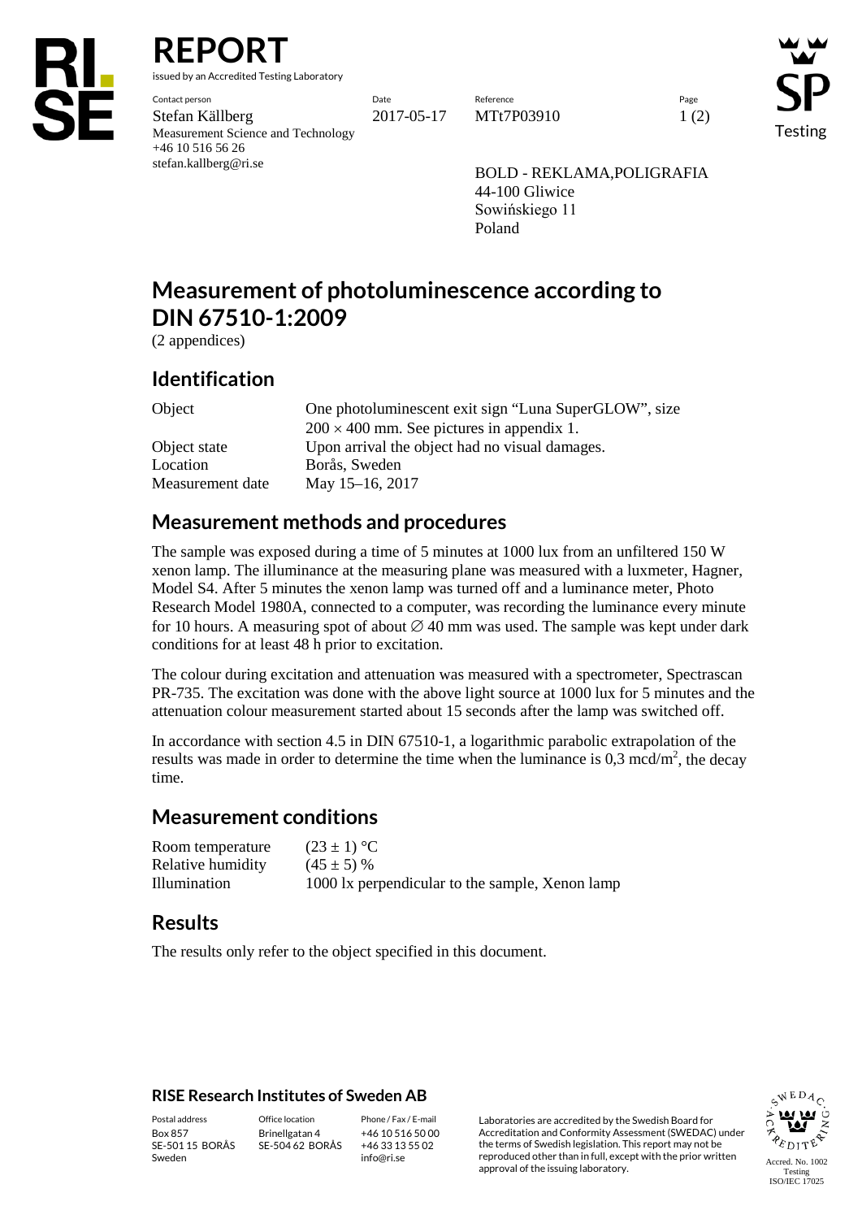# REPORT

issued by an Accredited Testing Laboratory

| Contact person | Date | Reference | Page |
|---|---|---|---|
| Stefan Källberg | 2017-05-17 | MTt7P03910 | 1 (2) |
| Measurement Science and Technology | | | |
| +46 10 516 56 26 | | | |
| stefan.kallberg@ri.se | | | |

BOLD - REKLAMA,POLIGRAFIA
44-100 Gliwice
Sowińskiego 11
Poland

# Measurement of photoluminescence according to DIN 67510-1:2009

(2 appendices)

## Identification

| | |
|---|---|
| Object | One photoluminescent exit sign "Luna SuperGLOW", size $200 \times 400$ mm. See pictures in appendix 1. |
| Object state | Upon arrival the object had no visual damages. |
| Location | Borås, Sweden |
| Measurement date | May 15–16, 2017 |

## Measurement methods and procedures

The sample was exposed during a time of 5 minutes at 1000 lux from an unfiltered 150 W xenon lamp. The illuminance at the measuring plane was measured with a luxmeter, Hagner, Model S4. After 5 minutes the xenon lamp was turned off and a luminance meter, Photo Research Model 1980A, connected to a computer, was recording the luminance every minute for 10 hours. A measuring spot of about ∅ 40 mm was used. The sample was kept under dark conditions for at least 48 h prior to excitation.

The colour during excitation and attenuation was measured with a spectrometer, Spectrascan PR-735. The excitation was done with the above light source at 1000 lux for 5 minutes and the attenuation colour measurement started about 15 seconds after the lamp was switched off.

In accordance with section 4.5 in DIN 67510-1, a logarithmic parabolic extrapolation of the results was made in order to determine the time when the luminance is 0,3 mcd/m$^2$, the decay time.

## Measurement conditions

| | |
|---|---|
| Room temperature | $(23 \pm 1)$ °C |
| Relative humidity | $(45 \pm 5)$ % |
| Illumination | 1000 lx perpendicular to the sample, Xenon lamp |

## Results

The results only refer to the object specified in this document.

**RISE Research Institutes of Sweden AB**

| Postal address | Office location | Phone / Fax / E-mail |
|---|---|---|
| Box 857 | Brinellgatan 4 | +46 10 516 50 00 |
| SE-501 15 BORÅS | SE-504 62 BORÅS | +46 33 13 55 02 |
| Sweden | | info@ri.se |

Laboratories are accredited by the Swedish Board for Accreditation and Conformity Assessment (SWEDAC) under the terms of Swedish legislation. This report may not be reproduced other than in full, except with the prior written approval of the issuing laboratory.

Accred. No. 1002
Testing
ISO/IEC 17025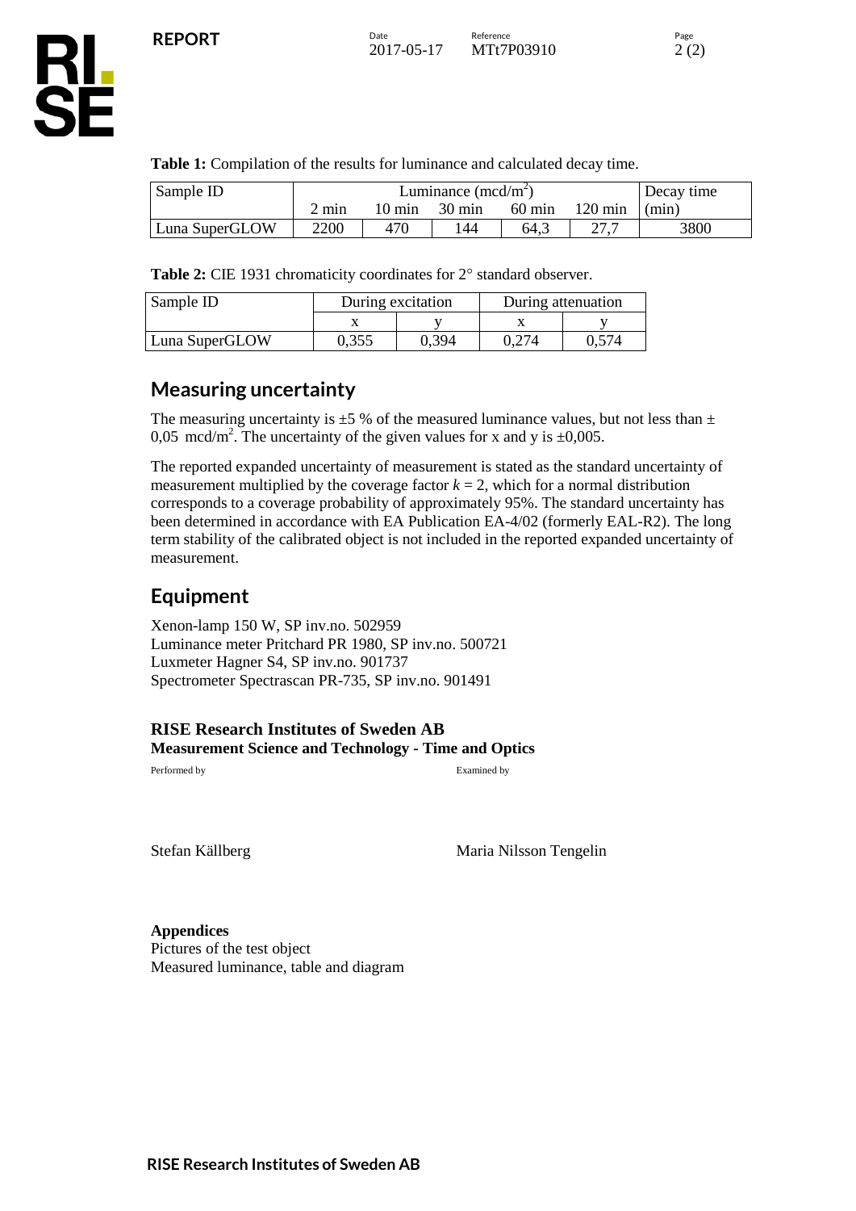**Table 1:** Compilation of the results for luminance and calculated decay time.

| Sample ID | Luminance ($mcd/m^2$) | | | | | Decay time |
|---|---|---|---|---|---|---|
| | 2 min | 10 min | 30 min | 60 min | 120 min | (min) |
| Luna SuperGLOW | 2200 | 470 | 144 | 64,3 | 27,7 | 3800 |

**Table 2:** CIE 1931 chromaticity coordinates for 2° standard observer.

| Sample ID | During excitation | | During attenuation | |
|---|---|---|---|---|
| | x | y | x | y |
| Luna SuperGLOW | 0,355 | 0,394 | 0,274 | 0,574 |

## Measuring uncertainty

The measuring uncertainty is ±5 % of the measured luminance values, but not less than ± 0,05 $mcd/m^2$. The uncertainty of the given values for x and y is ±0,005.

The reported expanded uncertainty of measurement is stated as the standard uncertainty of measurement multiplied by the coverage factor $k = 2$, which for a normal distribution corresponds to a coverage probability of approximately 95%. The standard uncertainty has been determined in accordance with EA Publication EA-4/02 (formerly EAL-R2). The long term stability of the calibrated object is not included in the reported expanded uncertainty of measurement.

## Equipment

Xenon-lamp 150 W, SP inv.no. 502959
Luminance meter Pritchard PR 1980, SP inv.no. 500721
Luxmeter Hagner S4, SP inv.no. 901737
Spectrometer Spectrascan PR-735, SP inv.no. 901491

**RISE Research Institutes of Sweden AB**
**Measurement Science and Technology - Time and Optics**

Performed by — Examined by

Stefan Källberg — Maria Nilsson Tengelin

**Appendices**
Pictures of the test object
Measured luminance, table and diagram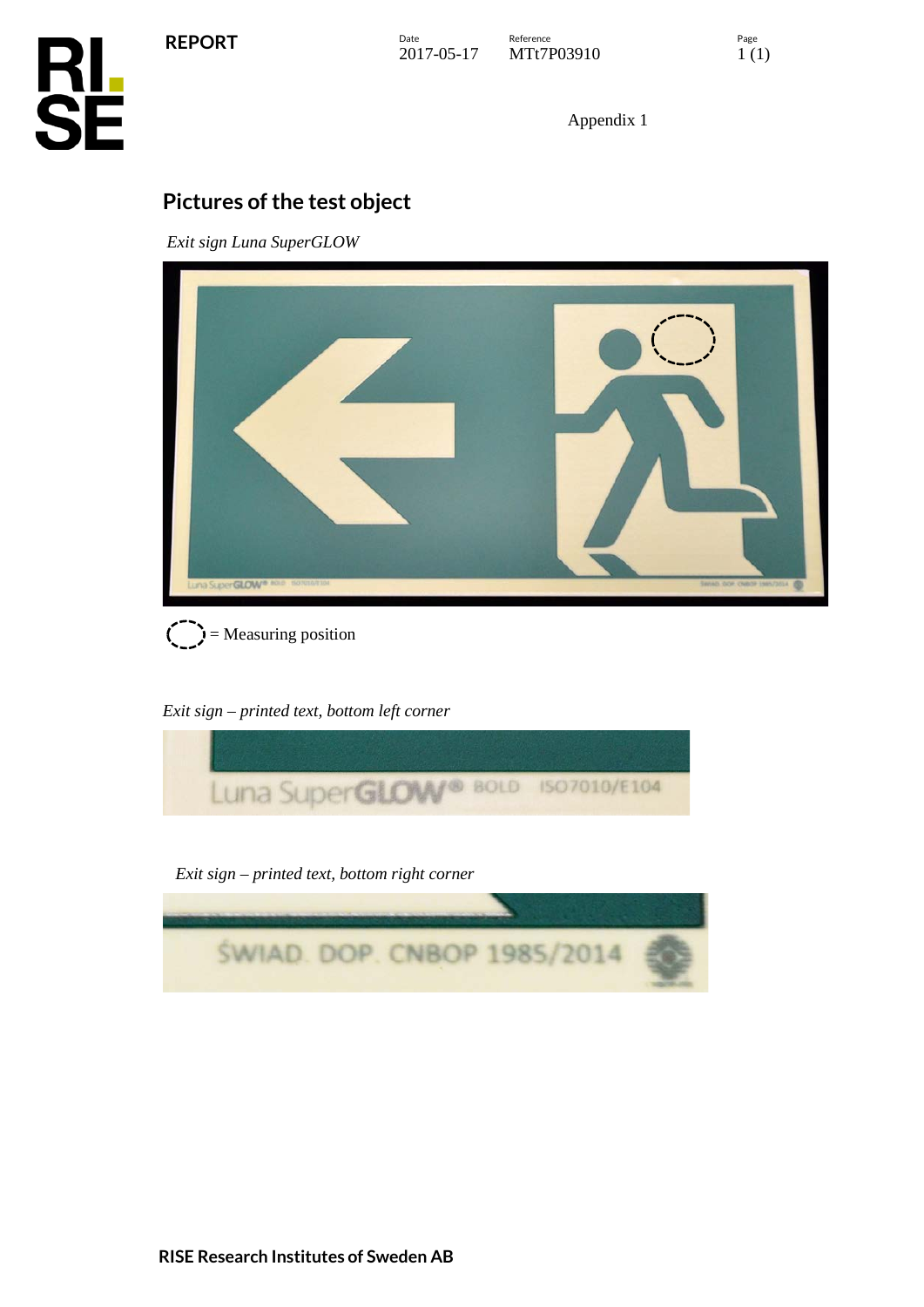Appendix 1

## Pictures of the test object

*Exit sign Luna SuperGLOW*

= Measuring position

*Exit sign – printed text, bottom left corner*

*Exit sign – printed text, bottom right corner*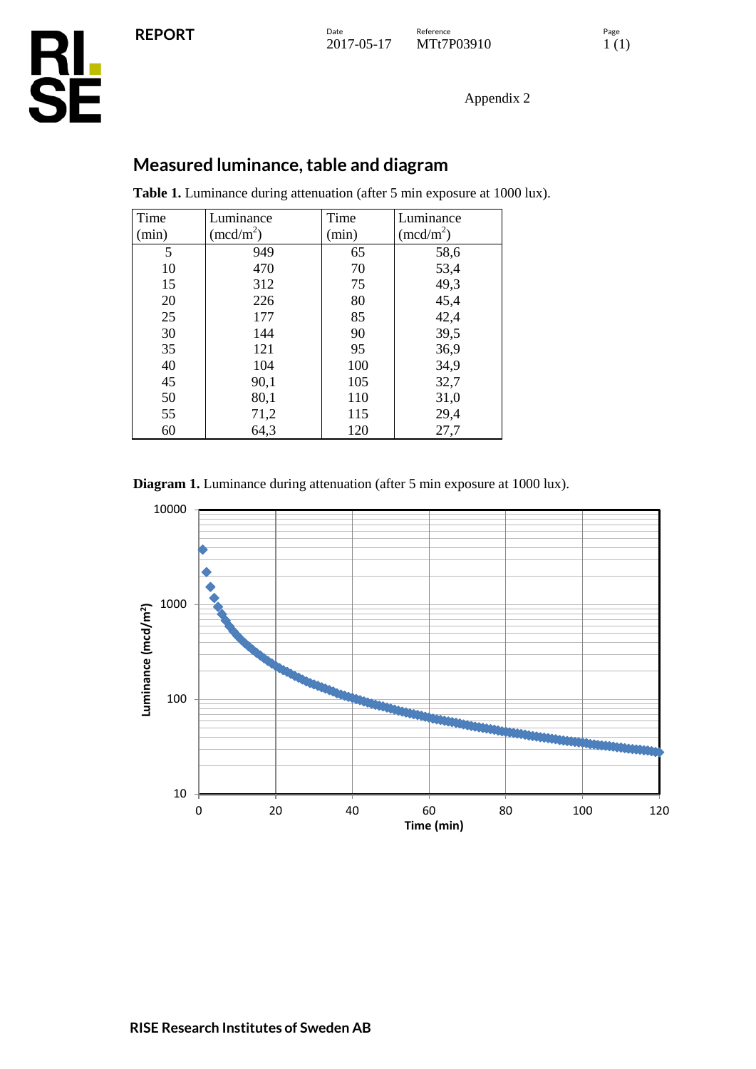Appendix 2

## Measured luminance, table and diagram

**Table 1.** Luminance during attenuation (after 5 min exposure at 1000 lux).

| Time (min) | Luminance ($mcd/m^2$) | Time (min) | Luminance ($mcd/m^2$) |
|---|---|---|---|
| 5 | 949 | 65 | 58,6 |
| 10 | 470 | 70 | 53,4 |
| 15 | 312 | 75 | 49,3 |
| 20 | 226 | 80 | 45,4 |
| 25 | 177 | 85 | 42,4 |
| 30 | 144 | 90 | 39,5 |
| 35 | 121 | 95 | 36,9 |
| 40 | 104 | 100 | 34,9 |
| 45 | 90,1 | 105 | 32,7 |
| 50 | 80,1 | 110 | 31,0 |
| 55 | 71,2 | 115 | 29,4 |
| 60 | 64,3 | 120 | 27,7 |

**Diagram 1.** Luminance during attenuation (after 5 min exposure at 1000 lux).

Luminance (mcd/m²)
10000
1000
100
10
0
20
40
60
80
100
120
Time (min)

RISE Research Institutes of Sweden AB